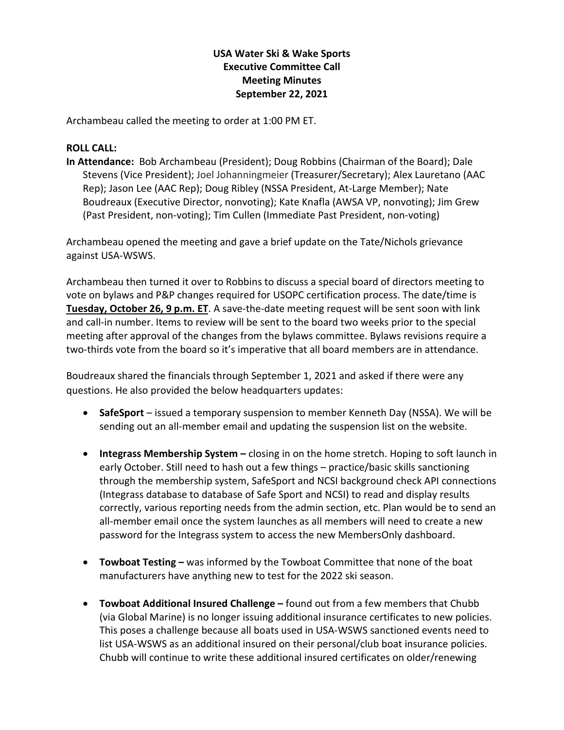**USA Water Ski & Wake Sports**
**Executive Committee Call**
**Meeting Minutes**
**September 22, 2021**

Archambeau called the meeting to order at 1:00 PM ET.

**ROLL CALL:**

**In Attendance:** Bob Archambeau (President); Doug Robbins (Chairman of the Board); Dale Stevens (Vice President); Joel Johanningmeier (Treasurer/Secretary); Alex Lauretano (AAC Rep); Jason Lee (AAC Rep); Doug Ribley (NSSA President, At-Large Member); Nate Boudreaux (Executive Director, nonvoting); Kate Knafla (AWSA VP, nonvoting); Jim Grew (Past President, non-voting); Tim Cullen (Immediate Past President, non-voting)

Archambeau opened the meeting and gave a brief update on the Tate/Nichols grievance against USA-WSWS.

Archambeau then turned it over to Robbins to discuss a special board of directors meeting to vote on bylaws and P&P changes required for USOPC certification process. The date/time is **Tuesday, October 26, 9 p.m. ET**. A save-the-date meeting request will be sent soon with link and call-in number. Items to review will be sent to the board two weeks prior to the special meeting after approval of the changes from the bylaws committee. Bylaws revisions require a two-thirds vote from the board so it's imperative that all board members are in attendance.

Boudreaux shared the financials through September 1, 2021 and asked if there were any questions. He also provided the below headquarters updates:

- **SafeSport** – issued a temporary suspension to member Kenneth Day (NSSA). We will be sending out an all-member email and updating the suspension list on the website.
- **Integrass Membership System –** closing in on the home stretch. Hoping to soft launch in early October. Still need to hash out a few things – practice/basic skills sanctioning through the membership system, SafeSport and NCSI background check API connections (Integrass database to database of Safe Sport and NCSI) to read and display results correctly, various reporting needs from the admin section, etc. Plan would be to send an all-member email once the system launches as all members will need to create a new password for the Integrass system to access the new MembersOnly dashboard.
- **Towboat Testing –** was informed by the Towboat Committee that none of the boat manufacturers have anything new to test for the 2022 ski season.
- **Towboat Additional Insured Challenge –** found out from a few members that Chubb (via Global Marine) is no longer issuing additional insurance certificates to new policies. This poses a challenge because all boats used in USA-WSWS sanctioned events need to list USA-WSWS as an additional insured on their personal/club boat insurance policies. Chubb will continue to write these additional insured certificates on older/renewing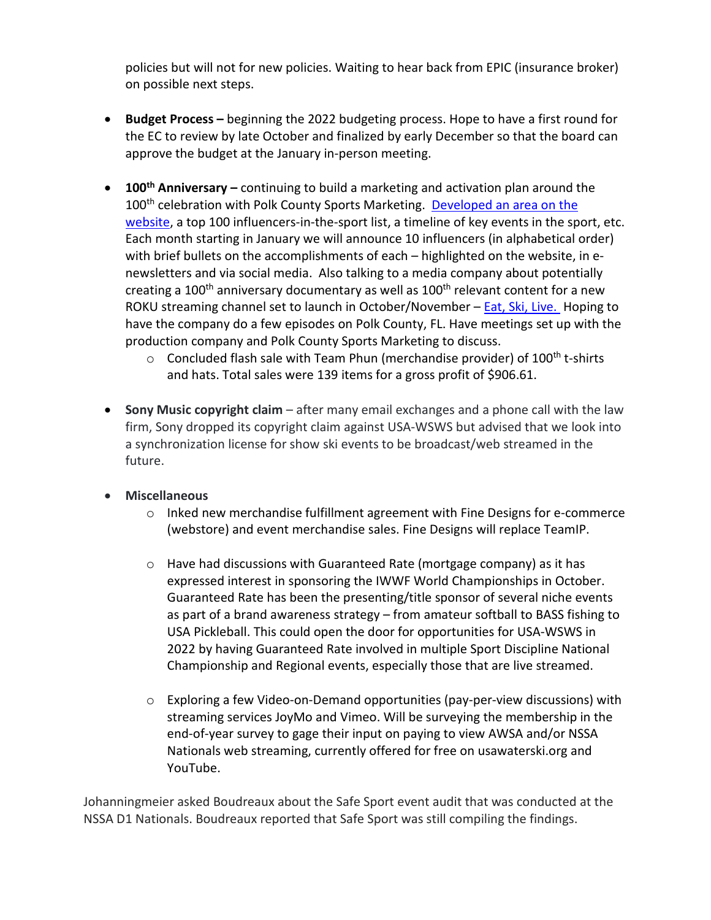policies but will not for new policies. Waiting to hear back from EPIC (insurance broker) on possible next steps.

- **Budget Process –** beginning the 2022 budgeting process. Hope to have a first round for the EC to review by late October and finalized by early December so that the board can approve the budget at the January in-person meeting.

- **100th Anniversary –** continuing to build a marketing and activation plan around the 100th celebration with Polk County Sports Marketing. [Developed an area on the website](), a top 100 influencers-in-the-sport list, a timeline of key events in the sport, etc. Each month starting in January we will announce 10 influencers (in alphabetical order) with brief bullets on the accomplishments of each – highlighted on the website, in e-newsletters and via social media. Also talking to a media company about potentially creating a 100th anniversary documentary as well as 100th relevant content for a new ROKU streaming channel set to launch in October/November – [Eat, Ski, Live.]() Hoping to have the company do a few episodes on Polk County, FL. Have meetings set up with the production company and Polk County Sports Marketing to discuss.
  - Concluded flash sale with Team Phun (merchandise provider) of 100th t-shirts and hats. Total sales were 139 items for a gross profit of $906.61.

- **Sony Music copyright claim** – after many email exchanges and a phone call with the law firm, Sony dropped its copyright claim against USA-WSWS but advised that we look into a synchronization license for show ski events to be broadcast/web streamed in the future.

- **Miscellaneous**
  - Inked new merchandise fulfillment agreement with Fine Designs for e-commerce (webstore) and event merchandise sales. Fine Designs will replace TeamIP.

  - Have had discussions with Guaranteed Rate (mortgage company) as it has expressed interest in sponsoring the IWWF World Championships in October. Guaranteed Rate has been the presenting/title sponsor of several niche events as part of a brand awareness strategy – from amateur softball to BASS fishing to USA Pickleball. This could open the door for opportunities for USA-WSWS in 2022 by having Guaranteed Rate involved in multiple Sport Discipline National Championship and Regional events, especially those that are live streamed.

  - Exploring a few Video-on-Demand opportunities (pay-per-view discussions) with streaming services JoyMo and Vimeo. Will be surveying the membership in the end-of-year survey to gage their input on paying to view AWSA and/or NSSA Nationals web streaming, currently offered for free on usawaterski.org and YouTube.

Johanningmeier asked Boudreaux about the Safe Sport event audit that was conducted at the NSSA D1 Nationals. Boudreaux reported that Safe Sport was still compiling the findings.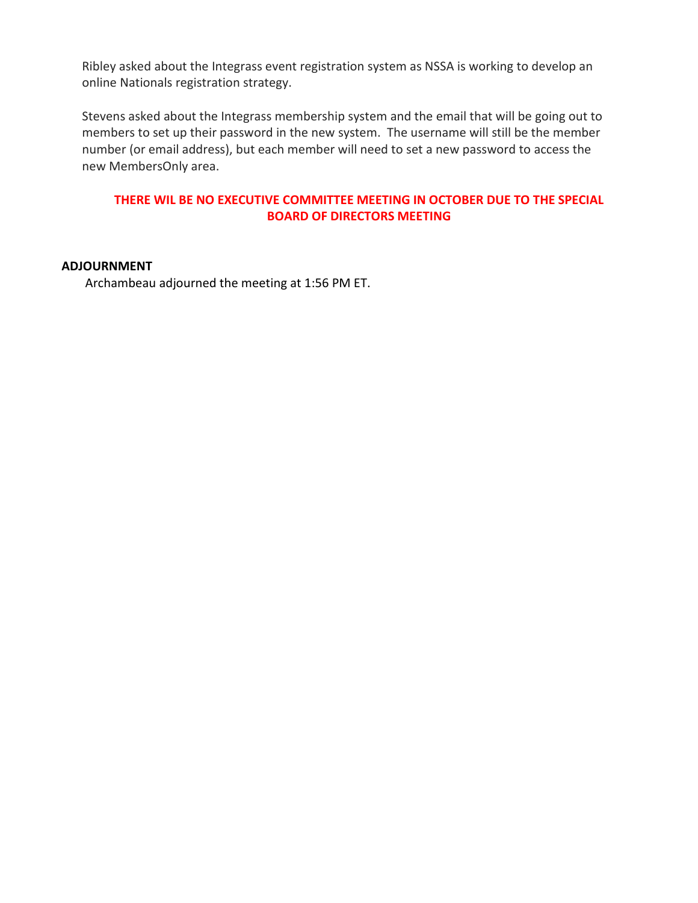Ribley asked about the Integrass event registration system as NSSA is working to develop an online Nationals registration strategy.

Stevens asked about the Integrass membership system and the email that will be going out to members to set up their password in the new system. The username will still be the member number (or email address), but each member will need to set a new password to access the new MembersOnly area.

**THERE WIL BE NO EXECUTIVE COMMITTEE MEETING IN OCTOBER DUE TO THE SPECIAL BOARD OF DIRECTORS MEETING**

**ADJOURNMENT**

Archambeau adjourned the meeting at 1:56 PM ET.